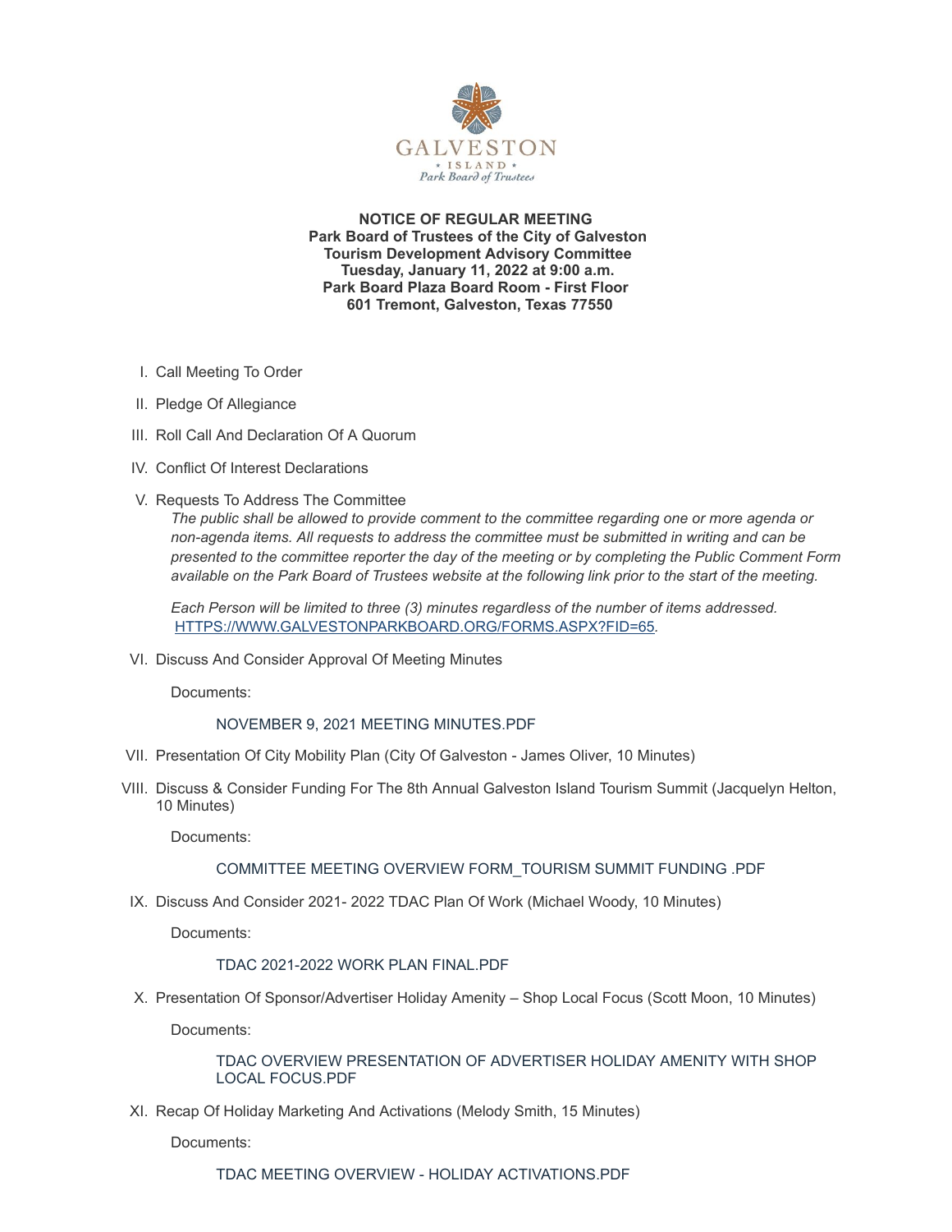**NOTICE OF REGULAR MEETING**
**Park Board of Trustees of the City of Galveston**
**Tourism Development Advisory Committee**
**Tuesday, January 11, 2022 at 9:00 a.m.**
**Park Board Plaza Board Room - First Floor**
**601 Tremont, Galveston, Texas 77550**

I. Call Meeting To Order

II. Pledge Of Allegiance

III. Roll Call And Declaration Of A Quorum

IV. Conflict Of Interest Declarations

V. Requests To Address The Committee

*The public shall be allowed to provide comment to the committee regarding one or more agenda or non-agenda items. All requests to address the committee must be submitted in writing and can be presented to the committee reporter the day of the meeting or by completing the Public Comment Form available on the Park Board of Trustees website at the following link prior to the start of the meeting.*

*Each Person will be limited to three (3) minutes regardless of the number of items addressed.* [HTTPS://WWW.GALVESTONPARKBOARD.ORG/FORMS.ASPX?FID=65](HTTPS://WWW.GALVESTONPARKBOARD.ORG/FORMS.ASPX?FID=65)*.*

VI. Discuss And Consider Approval Of Meeting Minutes

Documents:

NOVEMBER 9, 2021 MEETING MINUTES.PDF

VII. Presentation Of City Mobility Plan (City Of Galveston - James Oliver, 10 Minutes)

VIII. Discuss & Consider Funding For The 8th Annual Galveston Island Tourism Summit (Jacquelyn Helton, 10 Minutes)

Documents:

COMMITTEE MEETING OVERVIEW FORM_TOURISM SUMMIT FUNDING .PDF

IX. Discuss And Consider 2021- 2022 TDAC Plan Of Work (Michael Woody, 10 Minutes)

Documents:

TDAC 2021-2022 WORK PLAN FINAL.PDF

X. Presentation Of Sponsor/Advertiser Holiday Amenity – Shop Local Focus (Scott Moon, 10 Minutes)

Documents:

TDAC OVERVIEW PRESENTATION OF ADVERTISER HOLIDAY AMENITY WITH SHOP LOCAL FOCUS.PDF

XI. Recap Of Holiday Marketing And Activations (Melody Smith, 15 Minutes)

Documents:

TDAC MEETING OVERVIEW - HOLIDAY ACTIVATIONS.PDF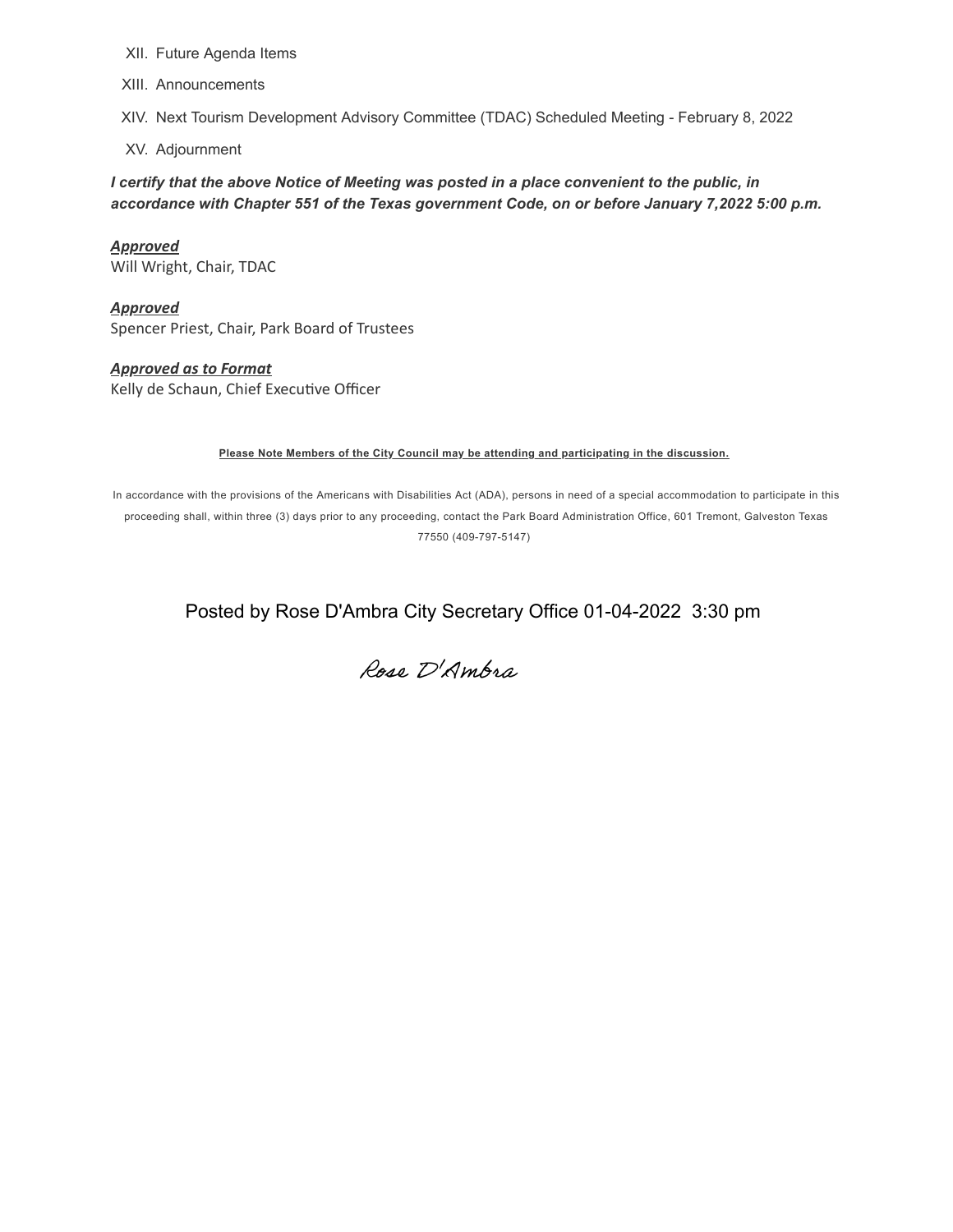XII. Future Agenda Items

XIII. Announcements

XIV. Next Tourism Development Advisory Committee (TDAC) Scheduled Meeting - February 8, 2022

XV. Adjournment

***I certify that the above Notice of Meeting was posted in a place convenient to the public, in accordance with Chapter 551 of the Texas government Code, on or before January 7,2022 5:00 p.m.***

***Approved***
Will Wright, Chair, TDAC

***Approved***
Spencer Priest, Chair, Park Board of Trustees

***Approved as to Format***
Kelly de Schaun, Chief Executive Officer

**Please Note Members of the City Council may be attending and participating in the discussion.**

In accordance with the provisions of the Americans with Disabilities Act (ADA), persons in need of a special accommodation to participate in this proceeding shall, within three (3) days prior to any proceeding, contact the Park Board Administration Office, 601 Tremont, Galveston Texas 77550 (409-797-5147)

Posted by Rose D'Ambra City Secretary Office 01-04-2022 3:30 pm

Rose D'Ambra